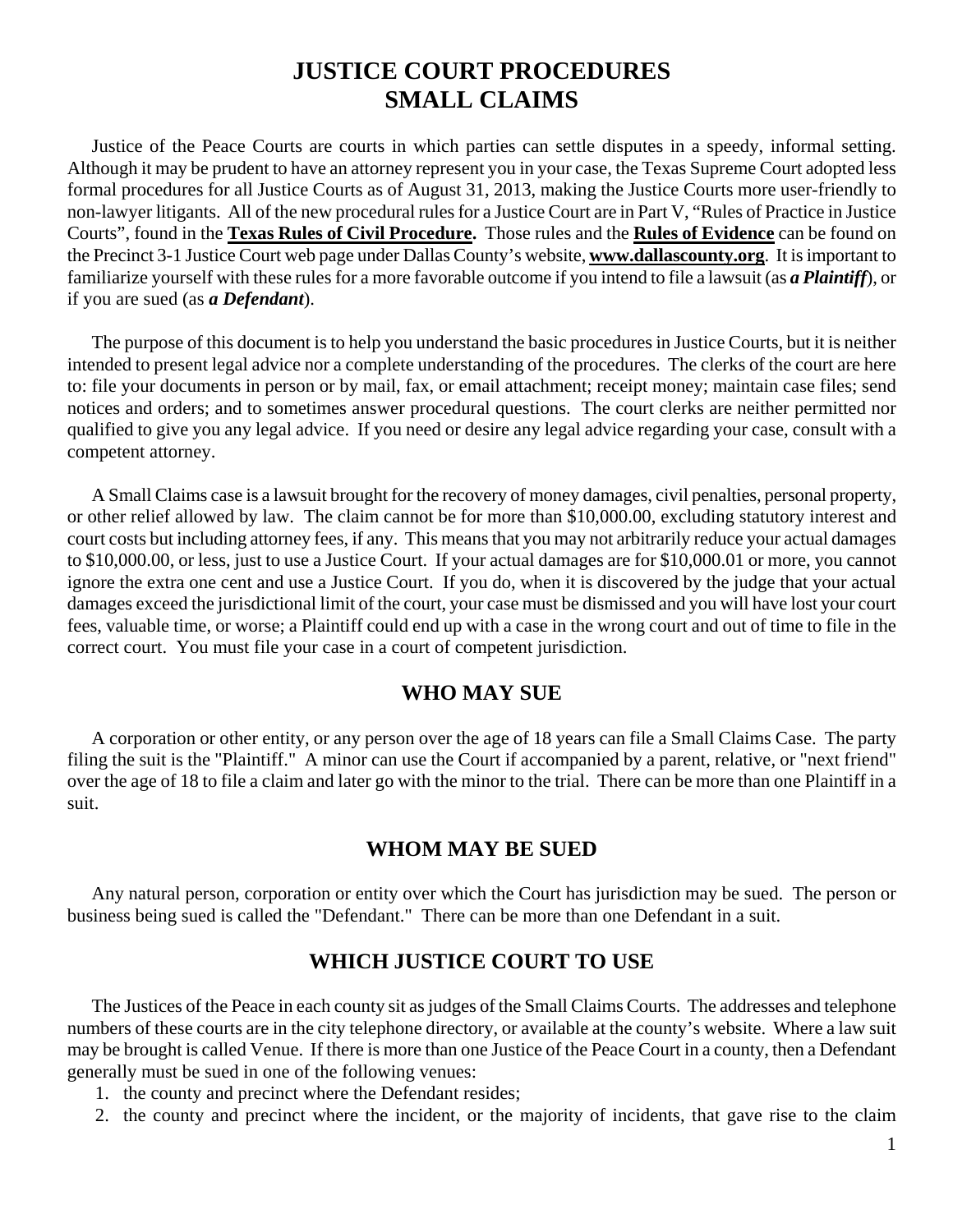# JUSTICE COURT PROCEDURES
# SMALL CLAIMS

Justice of the Peace Courts are courts in which parties can settle disputes in a speedy, informal setting. Although it may be prudent to have an attorney represent you in your case, the Texas Supreme Court adopted less formal procedures for all Justice Courts as of August 31, 2013, making the Justice Courts more user-friendly to non-lawyer litigants. All of the new procedural rules for a Justice Court are in Part V, "Rules of Practice in Justice Courts", found in the **Texas Rules of Civil Procedure.** Those rules and the **Rules of Evidence** can be found on the Precinct 3-1 Justice Court web page under Dallas County's website, **www.dallascounty.org**. It is important to familiarize yourself with these rules for a more favorable outcome if you intend to file a lawsuit (as ***a Plaintiff***), or if you are sued (as ***a Defendant***).

The purpose of this document is to help you understand the basic procedures in Justice Courts, but it is neither intended to present legal advice nor a complete understanding of the procedures. The clerks of the court are here to: file your documents in person or by mail, fax, or email attachment; receipt money; maintain case files; send notices and orders; and to sometimes answer procedural questions. The court clerks are neither permitted nor qualified to give you any legal advice. If you need or desire any legal advice regarding your case, consult with a competent attorney.

A Small Claims case is a lawsuit brought for the recovery of money damages, civil penalties, personal property, or other relief allowed by law. The claim cannot be for more than $10,000.00, excluding statutory interest and court costs but including attorney fees, if any. This means that you may not arbitrarily reduce your actual damages to $10,000.00, or less, just to use a Justice Court. If your actual damages are for $10,000.01 or more, you cannot ignore the extra one cent and use a Justice Court. If you do, when it is discovered by the judge that your actual damages exceed the jurisdictional limit of the court, your case must be dismissed and you will have lost your court fees, valuable time, or worse; a Plaintiff could end up with a case in the wrong court and out of time to file in the correct court. You must file your case in a court of competent jurisdiction.

## WHO MAY SUE

A corporation or other entity, or any person over the age of 18 years can file a Small Claims Case. The party filing the suit is the "Plaintiff." A minor can use the Court if accompanied by a parent, relative, or "next friend" over the age of 18 to file a claim and later go with the minor to the trial. There can be more than one Plaintiff in a suit.

## WHOM MAY BE SUED

Any natural person, corporation or entity over which the Court has jurisdiction may be sued. The person or business being sued is called the "Defendant." There can be more than one Defendant in a suit.

## WHICH JUSTICE COURT TO USE

The Justices of the Peace in each county sit as judges of the Small Claims Courts. The addresses and telephone numbers of these courts are in the city telephone directory, or available at the county's website. Where a law suit may be brought is called Venue. If there is more than one Justice of the Peace Court in a county, then a Defendant generally must be sued in one of the following venues:

1. the county and precinct where the Defendant resides;
2. the county and precinct where the incident, or the majority of incidents, that gave rise to the claim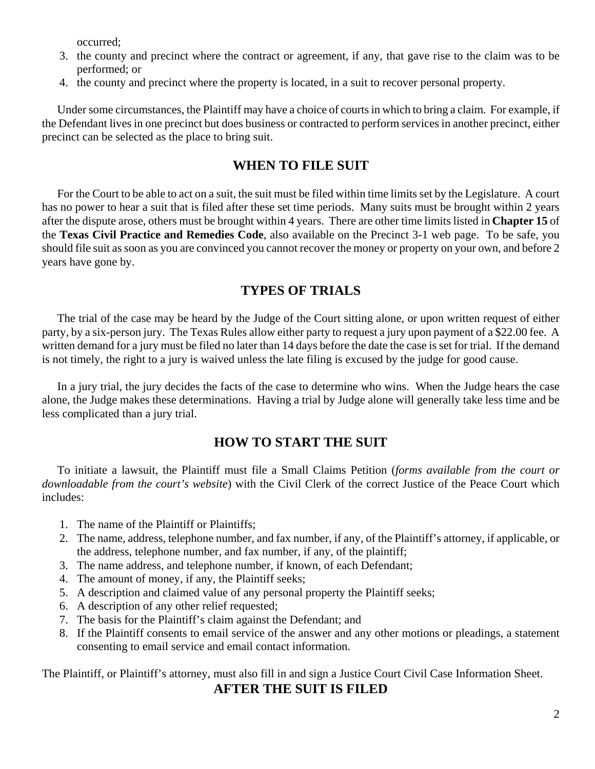occurred;

3. the county and precinct where the contract or agreement, if any, that gave rise to the claim was to be performed; or
4. the county and precinct where the property is located, in a suit to recover personal property.

Under some circumstances, the Plaintiff may have a choice of courts in which to bring a claim. For example, if the Defendant lives in one precinct but does business or contracted to perform services in another precinct, either precinct can be selected as the place to bring suit.

## WHEN TO FILE SUIT

For the Court to be able to act on a suit, the suit must be filed within time limits set by the Legislature. A court has no power to hear a suit that is filed after these set time periods. Many suits must be brought within 2 years after the dispute arose, others must be brought within 4 years. There are other time limits listed in **Chapter 15** of the **Texas Civil Practice and Remedies Code**, also available on the Precinct 3-1 web page. To be safe, you should file suit as soon as you are convinced you cannot recover the money or property on your own, and before 2 years have gone by.

## TYPES OF TRIALS

The trial of the case may be heard by the Judge of the Court sitting alone, or upon written request of either party, by a six-person jury. The Texas Rules allow either party to request a jury upon payment of a $22.00 fee. A written demand for a jury must be filed no later than 14 days before the date the case is set for trial. If the demand is not timely, the right to a jury is waived unless the late filing is excused by the judge for good cause.

In a jury trial, the jury decides the facts of the case to determine who wins. When the Judge hears the case alone, the Judge makes these determinations. Having a trial by Judge alone will generally take less time and be less complicated than a jury trial.

## HOW TO START THE SUIT

To initiate a lawsuit, the Plaintiff must file a Small Claims Petition (*forms available from the court or downloadable from the court's website*) with the Civil Clerk of the correct Justice of the Peace Court which includes:

1. The name of the Plaintiff or Plaintiffs;
2. The name, address, telephone number, and fax number, if any, of the Plaintiff's attorney, if applicable, or the address, telephone number, and fax number, if any, of the plaintiff;
3. The name address, and telephone number, if known, of each Defendant;
4. The amount of money, if any, the Plaintiff seeks;
5. A description and claimed value of any personal property the Plaintiff seeks;
6. A description of any other relief requested;
7. The basis for the Plaintiff's claim against the Defendant; and
8. If the Plaintiff consents to email service of the answer and any other motions or pleadings, a statement consenting to email service and email contact information.

The Plaintiff, or Plaintiff's attorney, must also fill in and sign a Justice Court Civil Case Information Sheet.

## AFTER THE SUIT IS FILED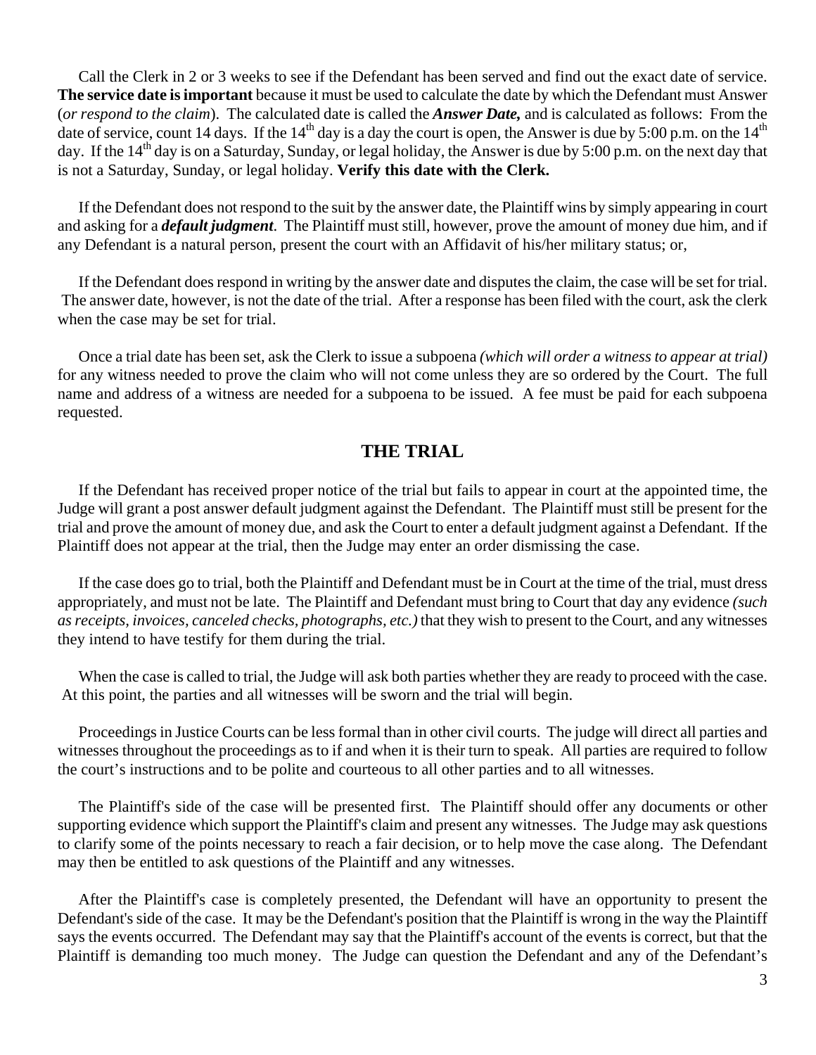Call the Clerk in 2 or 3 weeks to see if the Defendant has been served and find out the exact date of service. **The service date is important** because it must be used to calculate the date by which the Defendant must Answer (*or respond to the claim*). The calculated date is called the ***Answer Date,*** and is calculated as follows: From the date of service, count 14 days. If the 14th day is a day the court is open, the Answer is due by 5:00 p.m. on the 14th day. If the 14th day is on a Saturday, Sunday, or legal holiday, the Answer is due by 5:00 p.m. on the next day that is not a Saturday, Sunday, or legal holiday. **Verify this date with the Clerk.**

If the Defendant does not respond to the suit by the answer date, the Plaintiff wins by simply appearing in court and asking for a ***default judgment***. The Plaintiff must still, however, prove the amount of money due him, and if any Defendant is a natural person, present the court with an Affidavit of his/her military status; or,

If the Defendant does respond in writing by the answer date and disputes the claim, the case will be set for trial. The answer date, however, is not the date of the trial. After a response has been filed with the court, ask the clerk when the case may be set for trial.

Once a trial date has been set, ask the Clerk to issue a subpoena *(which will order a witness to appear at trial)* for any witness needed to prove the claim who will not come unless they are so ordered by the Court. The full name and address of a witness are needed for a subpoena to be issued. A fee must be paid for each subpoena requested.

## THE TRIAL

If the Defendant has received proper notice of the trial but fails to appear in court at the appointed time, the Judge will grant a post answer default judgment against the Defendant. The Plaintiff must still be present for the trial and prove the amount of money due, and ask the Court to enter a default judgment against a Defendant. If the Plaintiff does not appear at the trial, then the Judge may enter an order dismissing the case.

If the case does go to trial, both the Plaintiff and Defendant must be in Court at the time of the trial, must dress appropriately, and must not be late. The Plaintiff and Defendant must bring to Court that day any evidence *(such as receipts, invoices, canceled checks, photographs, etc.)* that they wish to present to the Court, and any witnesses they intend to have testify for them during the trial.

When the case is called to trial, the Judge will ask both parties whether they are ready to proceed with the case. At this point, the parties and all witnesses will be sworn and the trial will begin.

Proceedings in Justice Courts can be less formal than in other civil courts. The judge will direct all parties and witnesses throughout the proceedings as to if and when it is their turn to speak. All parties are required to follow the court's instructions and to be polite and courteous to all other parties and to all witnesses.

The Plaintiff's side of the case will be presented first. The Plaintiff should offer any documents or other supporting evidence which support the Plaintiff's claim and present any witnesses. The Judge may ask questions to clarify some of the points necessary to reach a fair decision, or to help move the case along. The Defendant may then be entitled to ask questions of the Plaintiff and any witnesses.

After the Plaintiff's case is completely presented, the Defendant will have an opportunity to present the Defendant's side of the case. It may be the Defendant's position that the Plaintiff is wrong in the way the Plaintiff says the events occurred. The Defendant may say that the Plaintiff's account of the events is correct, but that the Plaintiff is demanding too much money. The Judge can question the Defendant and any of the Defendant's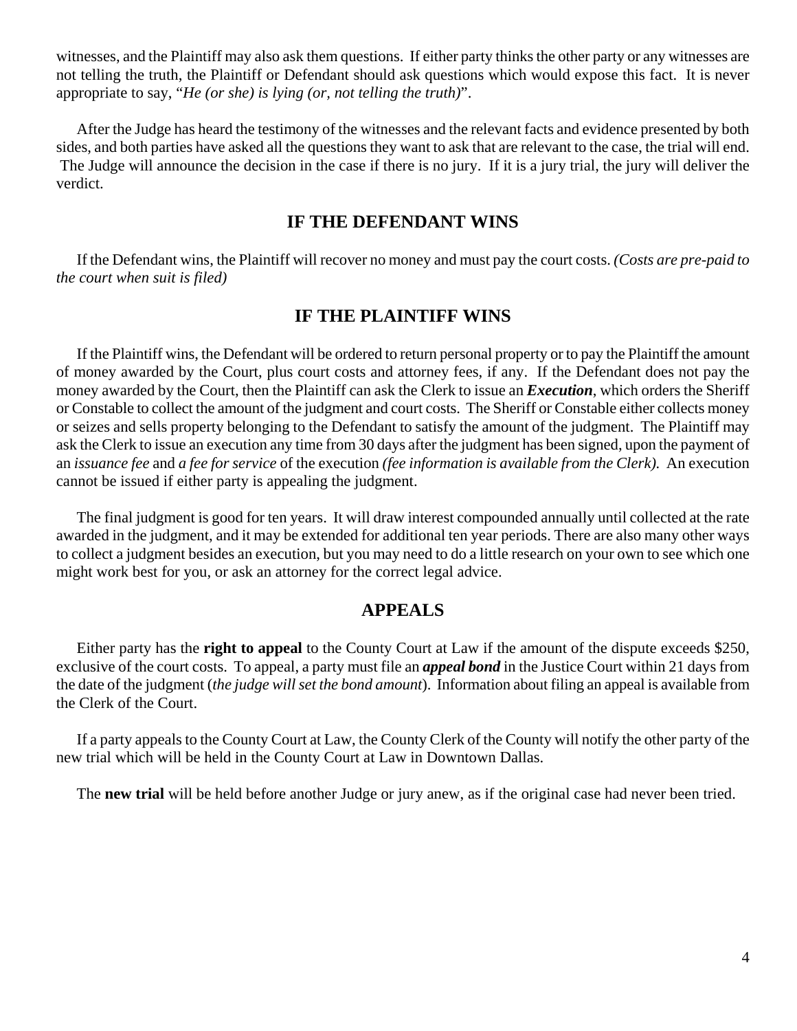witnesses, and the Plaintiff may also ask them questions. If either party thinks the other party or any witnesses are not telling the truth, the Plaintiff or Defendant should ask questions which would expose this fact. It is never appropriate to say, "*He (or she) is lying (or, not telling the truth)*".

After the Judge has heard the testimony of the witnesses and the relevant facts and evidence presented by both sides, and both parties have asked all the questions they want to ask that are relevant to the case, the trial will end. The Judge will announce the decision in the case if there is no jury. If it is a jury trial, the jury will deliver the verdict.

## IF THE DEFENDANT WINS

If the Defendant wins, the Plaintiff will recover no money and must pay the court costs. *(Costs are pre-paid to the court when suit is filed)*

## IF THE PLAINTIFF WINS

If the Plaintiff wins, the Defendant will be ordered to return personal property or to pay the Plaintiff the amount of money awarded by the Court, plus court costs and attorney fees, if any. If the Defendant does not pay the money awarded by the Court, then the Plaintiff can ask the Clerk to issue an ***Execution***, which orders the Sheriff or Constable to collect the amount of the judgment and court costs. The Sheriff or Constable either collects money or seizes and sells property belonging to the Defendant to satisfy the amount of the judgment. The Plaintiff may ask the Clerk to issue an execution any time from 30 days after the judgment has been signed, upon the payment of an *issuance fee* and *a fee for service* of the execution *(fee information is available from the Clerk).* An execution cannot be issued if either party is appealing the judgment.

The final judgment is good for ten years. It will draw interest compounded annually until collected at the rate awarded in the judgment, and it may be extended for additional ten year periods. There are also many other ways to collect a judgment besides an execution, but you may need to do a little research on your own to see which one might work best for you, or ask an attorney for the correct legal advice.

## APPEALS

Either party has the **right to appeal** to the County Court at Law if the amount of the dispute exceeds $250, exclusive of the court costs. To appeal, a party must file an ***appeal bond*** in the Justice Court within 21 days from the date of the judgment (*the judge will set the bond amount*). Information about filing an appeal is available from the Clerk of the Court.

If a party appeals to the County Court at Law, the County Clerk of the County will notify the other party of the new trial which will be held in the County Court at Law in Downtown Dallas.

The **new trial** will be held before another Judge or jury anew, as if the original case had never been tried.